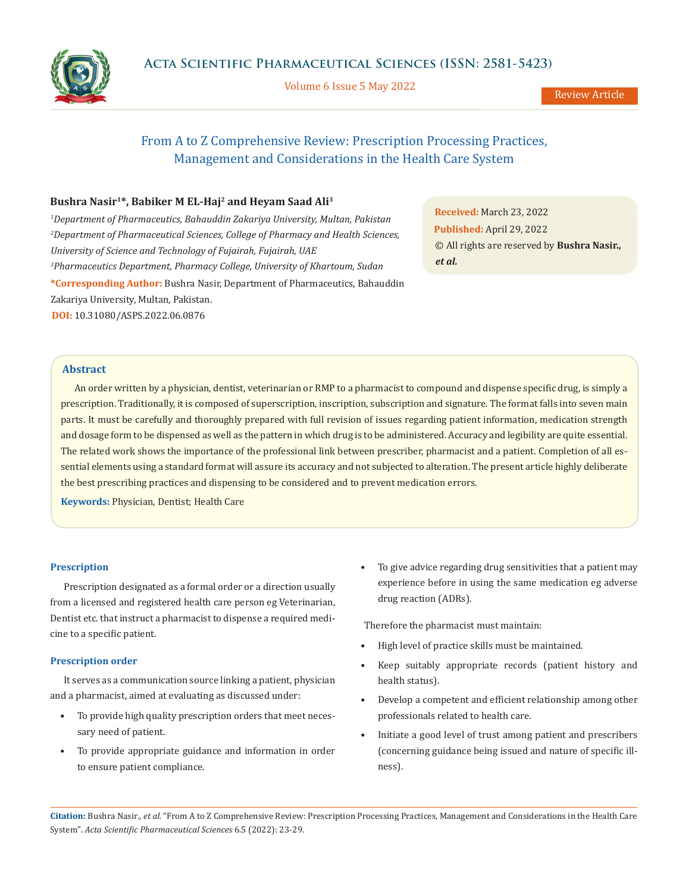# From A to Z Comprehensive Review: Prescription Processing Practices, Management and Considerations in the Health Care System

**Bushra Nasir[1]*, Babiker M EL-Haj[2] and Heyam Saad Ali[3]**

[1]*Department of Pharmaceutics, Bahauddin Zakariya University, Multan, Pakistan*

[2]*Department of Pharmaceutical Sciences, College of Pharmacy and Health Sciences, University of Science and Technology of Fujairah, Fujairah, UAE*

[3]*Pharmaceutics Department, Pharmacy College, University of Khartoum, Sudan*

**\*Corresponding Author:** Bushra Nasir, Department of Pharmaceutics, Bahauddin Zakariya University, Multan, Pakistan.

**DOI:** 10.31080/ASPS.2022.06.0876

**Received:** March 23, 2022
**Published:** April 29, 2022
© All rights are reserved by **Bushra Nasir., *et al.***

## Abstract

An order written by a physician, dentist, veterinarian or RMP to a pharmacist to compound and dispense specific drug, is simply a prescription. Traditionally, it is composed of superscription, inscription, subscription and signature. The format falls into seven main parts. It must be carefully and thoroughly prepared with full revision of issues regarding patient information, medication strength and dosage form to be dispensed as well as the pattern in which drug is to be administered. Accuracy and legibility are quite essential. The related work shows the importance of the professional link between prescriber, pharmacist and a patient. Completion of all essential elements using a standard format will assure its accuracy and not subjected to alteration. The present article highly deliberate the best prescribing practices and dispensing to be considered and to prevent medication errors.

**Keywords:** Physician, Dentist; Health Care

## Prescription

Prescription designated as a formal order or a direction usually from a licensed and registered health care person eg Veterinarian, Dentist etc. that instruct a pharmacist to dispense a required medicine to a specific patient.

## Prescription order

It serves as a communication source linking a patient, physician and a pharmacist, aimed at evaluating as discussed under:

- To provide high quality prescription orders that meet necessary need of patient.
- To provide appropriate guidance and information in order to ensure patient compliance.
- To give advice regarding drug sensitivities that a patient may experience before in using the same medication eg adverse drug reaction (ADRs).

Therefore the pharmacist must maintain:

- High level of practice skills must be maintained.
- Keep suitably appropriate records (patient history and health status).
- Develop a competent and efficient relationship among other professionals related to health care.
- Initiate a good level of trust among patient and prescribers (concerning guidance being issued and nature of specific illness).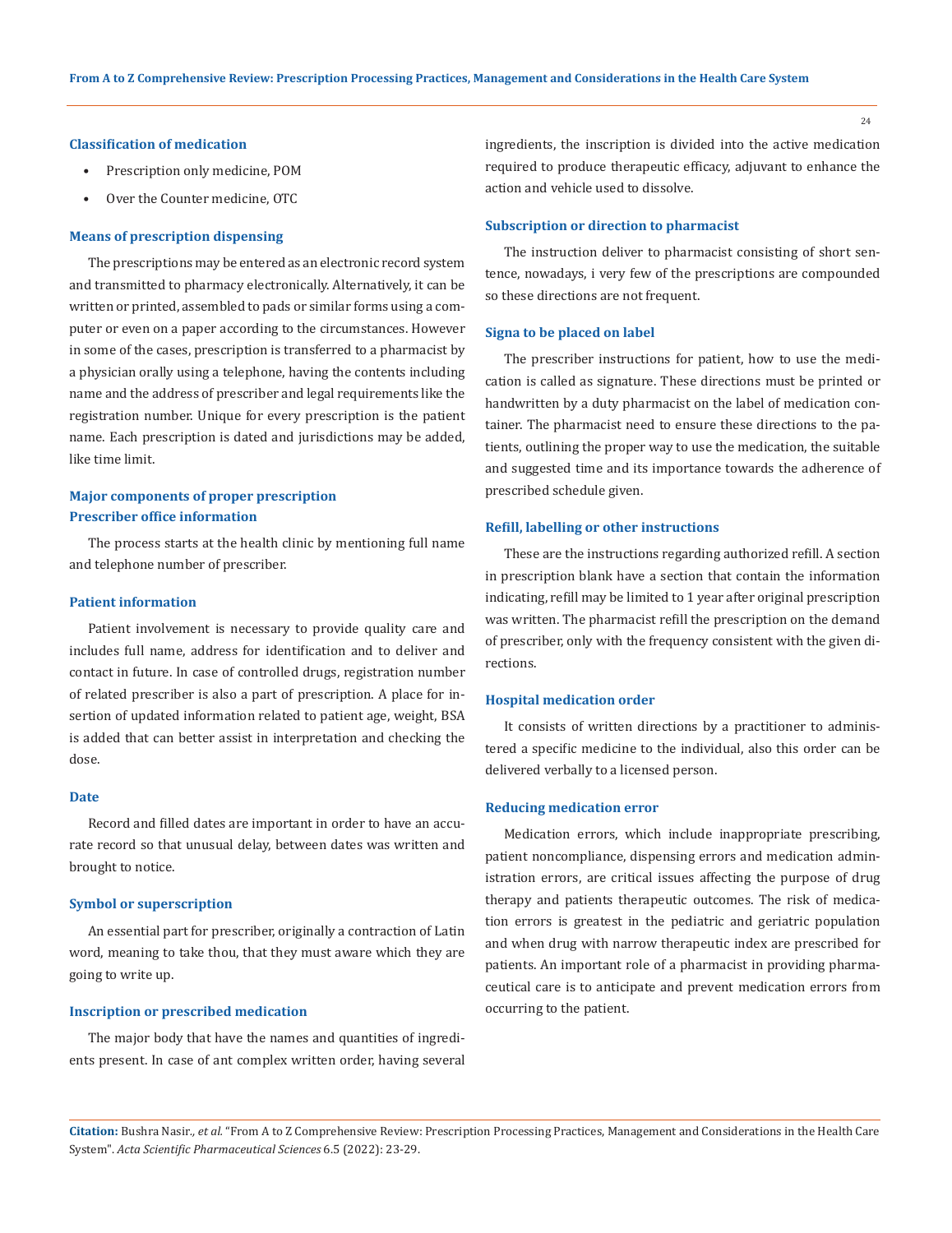### Classification of medication

- Prescription only medicine, POM
- Over the Counter medicine, OTC

### Means of prescription dispensing

The prescriptions may be entered as an electronic record system and transmitted to pharmacy electronically. Alternatively, it can be written or printed, assembled to pads or similar forms using a computer or even on a paper according to the circumstances. However in some of the cases, prescription is transferred to a pharmacist by a physician orally using a telephone, having the contents including name and the address of prescriber and legal requirements like the registration number. Unique for every prescription is the patient name. Each prescription is dated and jurisdictions may be added, like time limit.

### Major components of proper prescription

### Prescriber office information

The process starts at the health clinic by mentioning full name and telephone number of prescriber.

### Patient information

Patient involvement is necessary to provide quality care and includes full name, address for identification and to deliver and contact in future. In case of controlled drugs, registration number of related prescriber is also a part of prescription. A place for insertion of updated information related to patient age, weight, BSA is added that can better assist in interpretation and checking the dose.

### Date

Record and filled dates are important in order to have an accurate record so that unusual delay, between dates was written and brought to notice.

### Symbol or superscription

An essential part for prescriber, originally a contraction of Latin word, meaning to take thou, that they must aware which they are going to write up.

### Inscription or prescribed medication

The major body that have the names and quantities of ingredients present. In case of ant complex written order, having several ingredients, the inscription is divided into the active medication required to produce therapeutic efficacy, adjuvant to enhance the action and vehicle used to dissolve.

### Subscription or direction to pharmacist

The instruction deliver to pharmacist consisting of short sentence, nowadays, i very few of the prescriptions are compounded so these directions are not frequent.

### Signa to be placed on label

The prescriber instructions for patient, how to use the medication is called as signature. These directions must be printed or handwritten by a duty pharmacist on the label of medication container. The pharmacist need to ensure these directions to the patients, outlining the proper way to use the medication, the suitable and suggested time and its importance towards the adherence of prescribed schedule given.

### Refill, labelling or other instructions

These are the instructions regarding authorized refill. A section in prescription blank have a section that contain the information indicating, refill may be limited to 1 year after original prescription was written. The pharmacist refill the prescription on the demand of prescriber, only with the frequency consistent with the given directions.

### Hospital medication order

It consists of written directions by a practitioner to administered a specific medicine to the individual, also this order can be delivered verbally to a licensed person.

### Reducing medication error

Medication errors, which include inappropriate prescribing, patient noncompliance, dispensing errors and medication administration errors, are critical issues affecting the purpose of drug therapy and patients therapeutic outcomes. The risk of medication errors is greatest in the pediatric and geriatric population and when drug with narrow therapeutic index are prescribed for patients. An important role of a pharmacist in providing pharmaceutical care is to anticipate and prevent medication errors from occurring to the patient.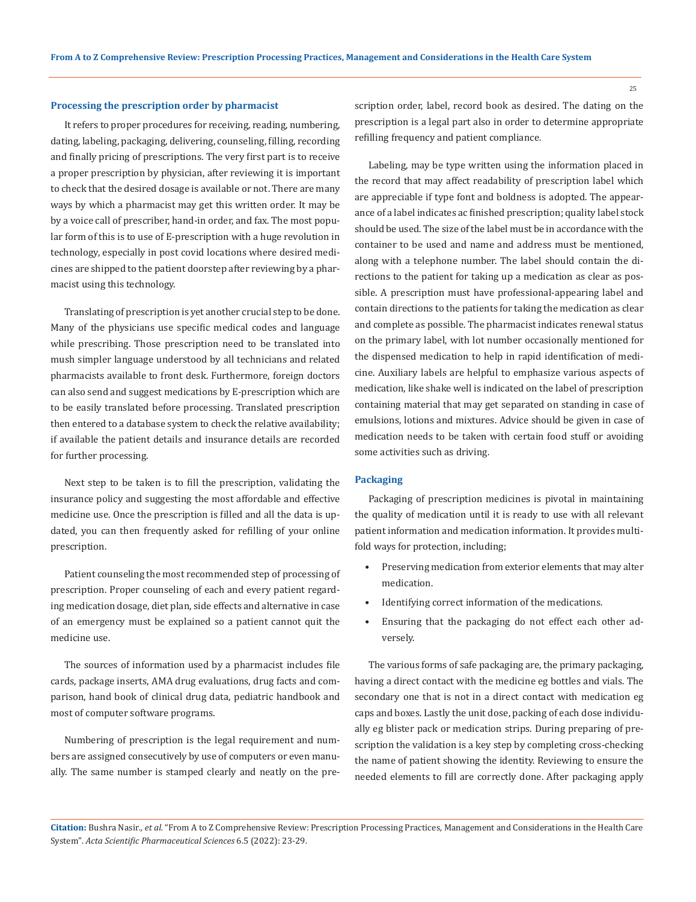### Processing the prescription order by pharmacist

It refers to proper procedures for receiving, reading, numbering, dating, labeling, packaging, delivering, counseling, filling, recording and finally pricing of prescriptions. The very first part is to receive a proper prescription by physician, after reviewing it is important to check that the desired dosage is available or not. There are many ways by which a pharmacist may get this written order. It may be by a voice call of prescriber, hand-in order, and fax. The most popular form of this is to use of E-prescription with a huge revolution in technology, especially in post covid locations where desired medicines are shipped to the patient doorstep after reviewing by a pharmacist using this technology.

Translating of prescription is yet another crucial step to be done. Many of the physicians use specific medical codes and language while prescribing. Those prescription need to be translated into mush simpler language understood by all technicians and related pharmacists available to front desk. Furthermore, foreign doctors can also send and suggest medications by E-prescription which are to be easily translated before processing. Translated prescription then entered to a database system to check the relative availability; if available the patient details and insurance details are recorded for further processing.

Next step to be taken is to fill the prescription, validating the insurance policy and suggesting the most affordable and effective medicine use. Once the prescription is filled and all the data is updated, you can then frequently asked for refilling of your online prescription.

Patient counseling the most recommended step of processing of prescription. Proper counseling of each and every patient regarding medication dosage, diet plan, side effects and alternative in case of an emergency must be explained so a patient cannot quit the medicine use.

The sources of information used by a pharmacist includes file cards, package inserts, AMA drug evaluations, drug facts and comparison, hand book of clinical drug data, pediatric handbook and most of computer software programs.

Numbering of prescription is the legal requirement and numbers are assigned consecutively by use of computers or even manually. The same number is stamped clearly and neatly on the prescription order, label, record book as desired. The dating on the prescription is a legal part also in order to determine appropriate refilling frequency and patient compliance.

Labeling, may be type written using the information placed in the record that may affect readability of prescription label which are appreciable if type font and boldness is adopted. The appearance of a label indicates ac finished prescription; quality label stock should be used. The size of the label must be in accordance with the container to be used and name and address must be mentioned, along with a telephone number. The label should contain the directions to the patient for taking up a medication as clear as possible. A prescription must have professional-appearing label and contain directions to the patients for taking the medication as clear and complete as possible. The pharmacist indicates renewal status on the primary label, with lot number occasionally mentioned for the dispensed medication to help in rapid identification of medicine. Auxiliary labels are helpful to emphasize various aspects of medication, like shake well is indicated on the label of prescription containing material that may get separated on standing in case of emulsions, lotions and mixtures. Advice should be given in case of medication needs to be taken with certain food stuff or avoiding some activities such as driving.

### Packaging

Packaging of prescription medicines is pivotal in maintaining the quality of medication until it is ready to use with all relevant patient information and medication information. It provides multifold ways for protection, including;

- Preserving medication from exterior elements that may alter medication.
- Identifying correct information of the medications.
- Ensuring that the packaging do not effect each other adversely.

The various forms of safe packaging are, the primary packaging, having a direct contact with the medicine eg bottles and vials. The secondary one that is not in a direct contact with medication eg caps and boxes. Lastly the unit dose, packing of each dose individually eg blister pack or medication strips. During preparing of prescription the validation is a key step by completing cross-checking the name of patient showing the identity. Reviewing to ensure the needed elements to fill are correctly done. After packaging apply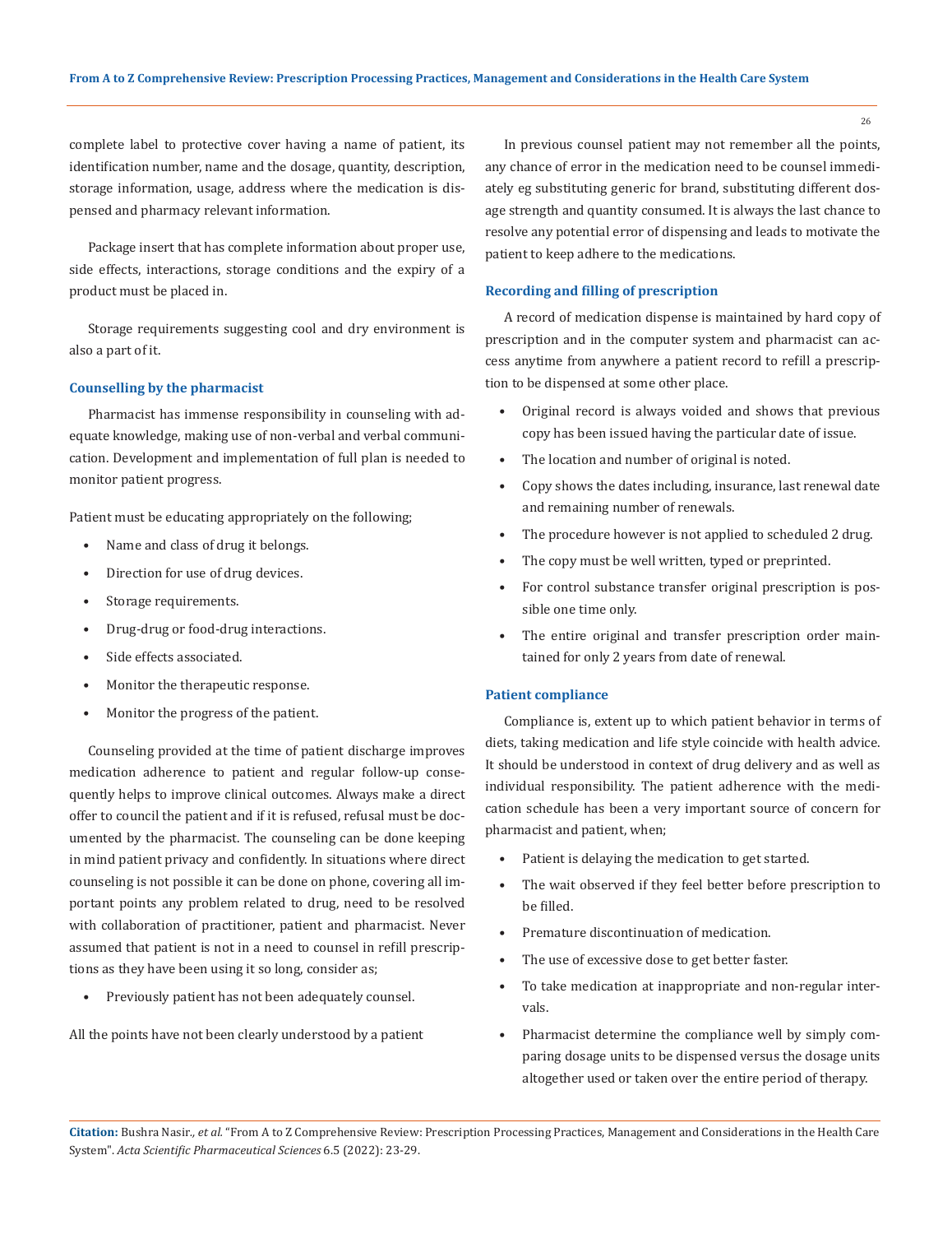complete label to protective cover having a name of patient, its identification number, name and the dosage, quantity, description, storage information, usage, address where the medication is dispensed and pharmacy relevant information.

Package insert that has complete information about proper use, side effects, interactions, storage conditions and the expiry of a product must be placed in.

Storage requirements suggesting cool and dry environment is also a part of it.

### Counselling by the pharmacist

Pharmacist has immense responsibility in counseling with adequate knowledge, making use of non-verbal and verbal communication. Development and implementation of full plan is needed to monitor patient progress.

Patient must be educating appropriately on the following;

- Name and class of drug it belongs.
- Direction for use of drug devices.
- Storage requirements.
- Drug-drug or food-drug interactions.
- Side effects associated.
- Monitor the therapeutic response.
- Monitor the progress of the patient.

Counseling provided at the time of patient discharge improves medication adherence to patient and regular follow-up consequently helps to improve clinical outcomes. Always make a direct offer to council the patient and if it is refused, refusal must be documented by the pharmacist. The counseling can be done keeping in mind patient privacy and confidently. In situations where direct counseling is not possible it can be done on phone, covering all important points any problem related to drug, need to be resolved with collaboration of practitioner, patient and pharmacist. Never assumed that patient is not in a need to counsel in refill prescriptions as they have been using it so long, consider as;

- Previously patient has not been adequately counsel.

All the points have not been clearly understood by a patient

In previous counsel patient may not remember all the points, any chance of error in the medication need to be counsel immediately eg substituting generic for brand, substituting different dosage strength and quantity consumed. It is always the last chance to resolve any potential error of dispensing and leads to motivate the patient to keep adhere to the medications.

### Recording and filling of prescription

A record of medication dispense is maintained by hard copy of prescription and in the computer system and pharmacist can access anytime from anywhere a patient record to refill a prescription to be dispensed at some other place.

- Original record is always voided and shows that previous copy has been issued having the particular date of issue.
- The location and number of original is noted.
- Copy shows the dates including, insurance, last renewal date and remaining number of renewals.
- The procedure however is not applied to scheduled 2 drug.
- The copy must be well written, typed or preprinted.
- For control substance transfer original prescription is possible one time only.
- The entire original and transfer prescription order maintained for only 2 years from date of renewal.

### Patient compliance

Compliance is, extent up to which patient behavior in terms of diets, taking medication and life style coincide with health advice. It should be understood in context of drug delivery and as well as individual responsibility. The patient adherence with the medication schedule has been a very important source of concern for pharmacist and patient, when;

- Patient is delaying the medication to get started.
- The wait observed if they feel better before prescription to be filled.
- Premature discontinuation of medication.
- The use of excessive dose to get better faster.
- To take medication at inappropriate and non-regular intervals.
- Pharmacist determine the compliance well by simply comparing dosage units to be dispensed versus the dosage units altogether used or taken over the entire period of therapy.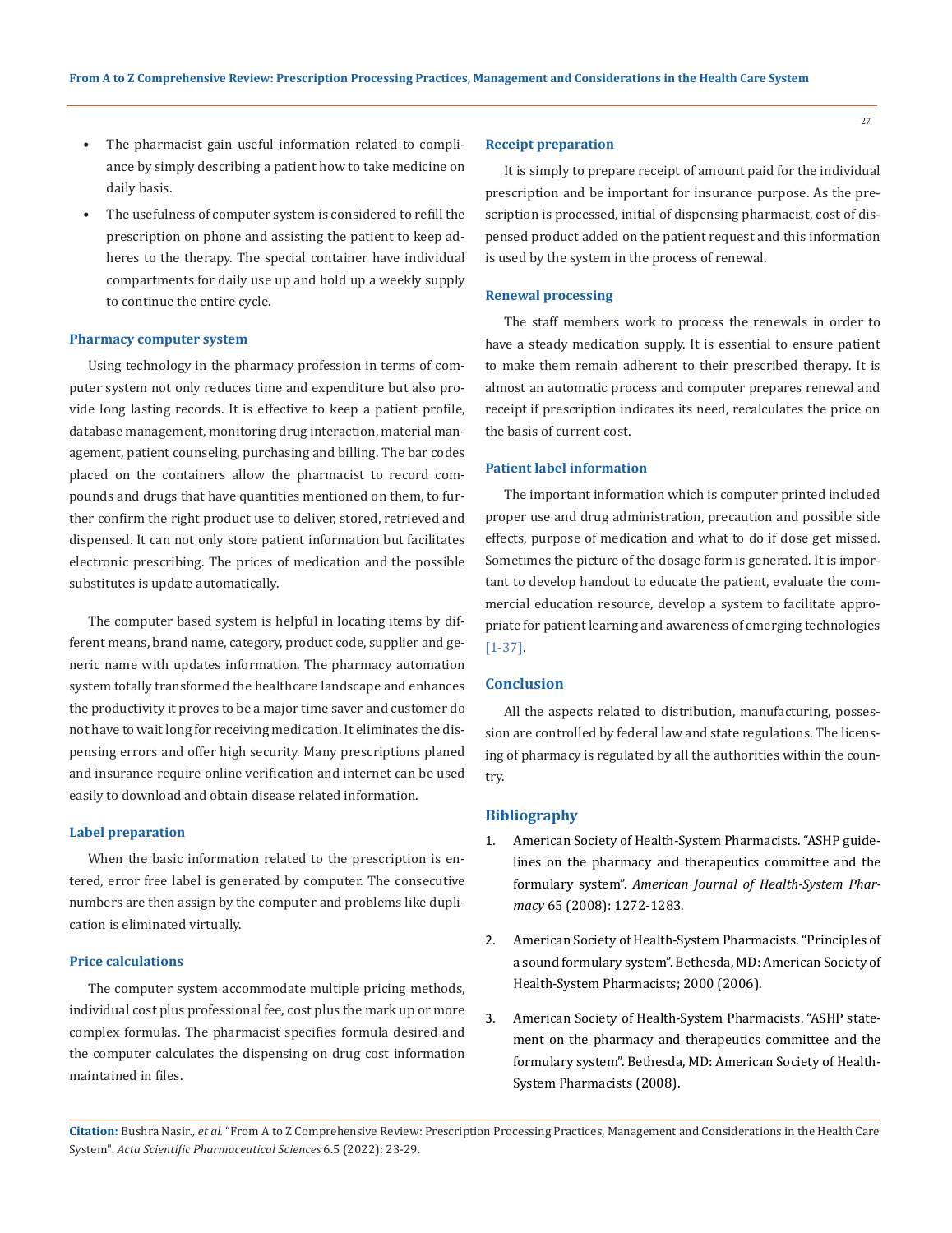- The pharmacist gain useful information related to compliance by simply describing a patient how to take medicine on daily basis.
- The usefulness of computer system is considered to refill the prescription on phone and assisting the patient to keep adheres to the therapy. The special container have individual compartments for daily use up and hold up a weekly supply to continue the entire cycle.

### Pharmacy computer system

Using technology in the pharmacy profession in terms of computer system not only reduces time and expenditure but also provide long lasting records. It is effective to keep a patient profile, database management, monitoring drug interaction, material management, patient counseling, purchasing and billing. The bar codes placed on the containers allow the pharmacist to record compounds and drugs that have quantities mentioned on them, to further confirm the right product use to deliver, stored, retrieved and dispensed. It can not only store patient information but facilitates electronic prescribing. The prices of medication and the possible substitutes is update automatically.

The computer based system is helpful in locating items by different means, brand name, category, product code, supplier and generic name with updates information. The pharmacy automation system totally transformed the healthcare landscape and enhances the productivity it proves to be a major time saver and customer do not have to wait long for receiving medication. It eliminates the dispensing errors and offer high security. Many prescriptions planed and insurance require online verification and internet can be used easily to download and obtain disease related information.

### Label preparation

When the basic information related to the prescription is entered, error free label is generated by computer. The consecutive numbers are then assign by the computer and problems like duplication is eliminated virtually.

### Price calculations

The computer system accommodate multiple pricing methods, individual cost plus professional fee, cost plus the mark up or more complex formulas. The pharmacist specifies formula desired and the computer calculates the dispensing on drug cost information maintained in files.

### Receipt preparation

It is simply to prepare receipt of amount paid for the individual prescription and be important for insurance purpose. As the prescription is processed, initial of dispensing pharmacist, cost of dispensed product added on the patient request and this information is used by the system in the process of renewal.

### Renewal processing

The staff members work to process the renewals in order to have a steady medication supply. It is essential to ensure patient to make them remain adherent to their prescribed therapy. It is almost an automatic process and computer prepares renewal and receipt if prescription indicates its need, recalculates the price on the basis of current cost.

### Patient label information

The important information which is computer printed included proper use and drug administration, precaution and possible side effects, purpose of medication and what to do if dose get missed. Sometimes the picture of the dosage form is generated. It is important to develop handout to educate the patient, evaluate the commercial education resource, develop a system to facilitate appropriate for patient learning and awareness of emerging technologies [1-37].

## Conclusion

All the aspects related to distribution, manufacturing, possession are controlled by federal law and state regulations. The licensing of pharmacy is regulated by all the authorities within the country.

## Bibliography

1. American Society of Health-System Pharmacists. "ASHP guidelines on the pharmacy and therapeutics committee and the formulary system". *American Journal of Health-System Pharmacy* 65 (2008): 1272-1283.
2. American Society of Health-System Pharmacists. "Principles of a sound formulary system". Bethesda, MD: American Society of Health-System Pharmacists; 2000 (2006).
3. American Society of Health-System Pharmacists. "ASHP statement on the pharmacy and therapeutics committee and the formulary system". Bethesda, MD: American Society of Health-System Pharmacists (2008).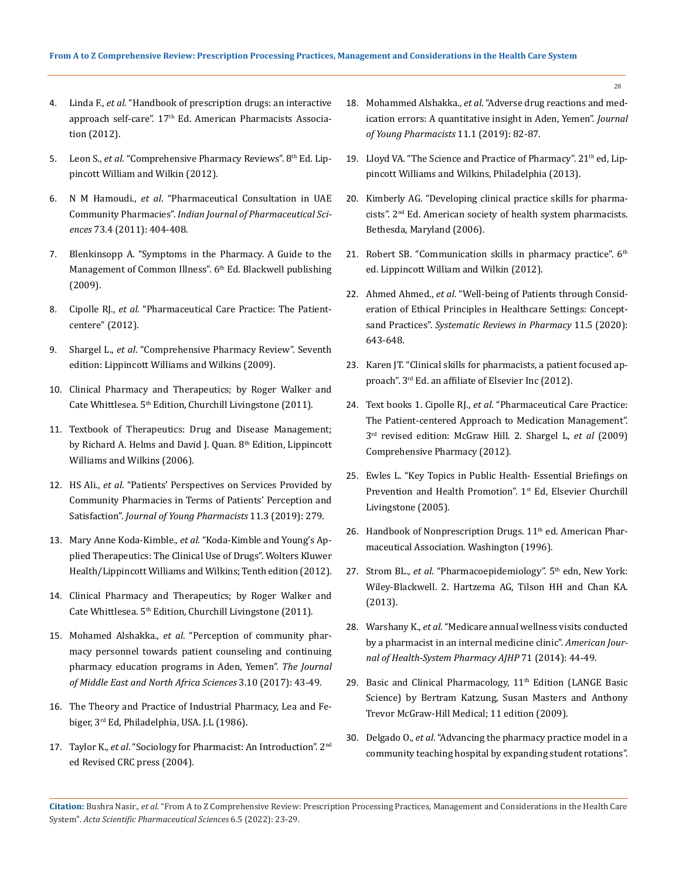4. Linda F., *et al*. "Handbook of prescription drugs: an interactive approach self-care". 17th Ed. American Pharmacists Association (2012).

5. Leon S., *et al*. "Comprehensive Pharmacy Reviews". 8th Ed. Lippincott William and Wilkin (2012).

6. N M Hamoudi., *et al*. "Pharmaceutical Consultation in UAE Community Pharmacies". *Indian Journal of Pharmaceutical Sciences* 73.4 (2011): 404-408.

7. Blenkinsopp A. "Symptoms in the Pharmacy. A Guide to the Management of Common Illness". 6th Ed. Blackwell publishing (2009).

8. Cipolle RJ., *et al*. "Pharmaceutical Care Practice: The Patient-centere" (2012).

9. Shargel L., *et al*. "Comprehensive Pharmacy Review". Seventh edition: Lippincott Williams and Wilkins (2009).

10. Clinical Pharmacy and Therapeutics; by Roger Walker and Cate Whittlesea. 5th Edition, Churchill Livingstone (2011).

11. Textbook of Therapeutics: Drug and Disease Management; by Richard A. Helms and David J. Quan. 8th Edition, Lippincott Williams and Wilkins (2006).

12. HS Ali., *et al*. "Patients' Perspectives on Services Provided by Community Pharmacies in Terms of Patients' Perception and Satisfaction". *Journal of Young Pharmacists* 11.3 (2019): 279.

13. Mary Anne Koda-Kimble., *et al*. "Koda-Kimble and Young's Applied Therapeutics: The Clinical Use of Drugs". Wolters Kluwer Health/Lippincott Williams and Wilkins; Tenth edition (2012).

14. Clinical Pharmacy and Therapeutics; by Roger Walker and Cate Whittlesea. 5th Edition, Churchill Livingstone (2011).

15. Mohamed Alshakka., *et al*. "Perception of community pharmacy personnel towards patient counseling and continuing pharmacy education programs in Aden, Yemen". *The Journal of Middle East and North Africa Sciences* 3.10 (2017): 43-49.

16. The Theory and Practice of Industrial Pharmacy, Lea and Febiger, 3rd Ed, Philadelphia, USA. J.L (1986).

17. Taylor K., *et al*. "Sociology for Pharmacist: An Introduction". 2nd ed Revised CRC press (2004).

18. Mohammed Alshakka., *et al*. "Adverse drug reactions and medication errors: A quantitative insight in Aden, Yemen". *Journal of Young Pharmacists* 11.1 (2019): 82-87.

19. Lloyd VA. "The Science and Practice of Pharmacy". 21th ed, Lippincott Williams and Wilkins, Philadelphia (2013).

20. Kimberly AG. "Developing clinical practice skills for pharmacists". 2nd Ed. American society of health system pharmacists. Bethesda, Maryland (2006).

21. Robert SB. "Communication skills in pharmacy practice". 6th ed. Lippincott William and Wilkin (2012).

22. Ahmed Ahmed., *et al*. "Well-being of Patients through Consideration of Ethical Principles in Healthcare Settings: Conceptsand Practices". *Systematic Reviews in Pharmacy* 11.5 (2020): 643-648.

23. Karen JT. "Clinical skills for pharmacists, a patient focused approach". 3rd Ed. an affiliate of Elsevier Inc (2012).

24. Text books 1. Cipolle RJ., *et al*. "Pharmaceutical Care Practice: The Patient-centered Approach to Medication Management". 3rd revised edition: McGraw Hill. 2. Shargel L, *et al* (2009) Comprehensive Pharmacy (2012).

25. Ewles L. "Key Topics in Public Health- Essential Briefings on Prevention and Health Promotion". 1st Ed, Elsevier Churchill Livingstone (2005).

26. Handbook of Nonprescription Drugs. 11th ed. American Pharmaceutical Association. Washington (1996).

27. Strom BL., *et al*. "Pharmacoepidemiology". 5th edn, New York: Wiley-Blackwell. 2. Hartzema AG, Tilson HH and Chan KA. (2013).

28. Warshany K., *et al*. "Medicare annual wellness visits conducted by a pharmacist in an internal medicine clinic". *American Journal of Health-System Pharmacy AJHP* 71 (2014): 44-49.

29. Basic and Clinical Pharmacology, 11th Edition (LANGE Basic Science) by Bertram Katzung, Susan Masters and Anthony Trevor McGraw-Hill Medical; 11 edition (2009).

30. Delgado O., *et al*. "Advancing the pharmacy practice model in a community teaching hospital by expanding student rotations".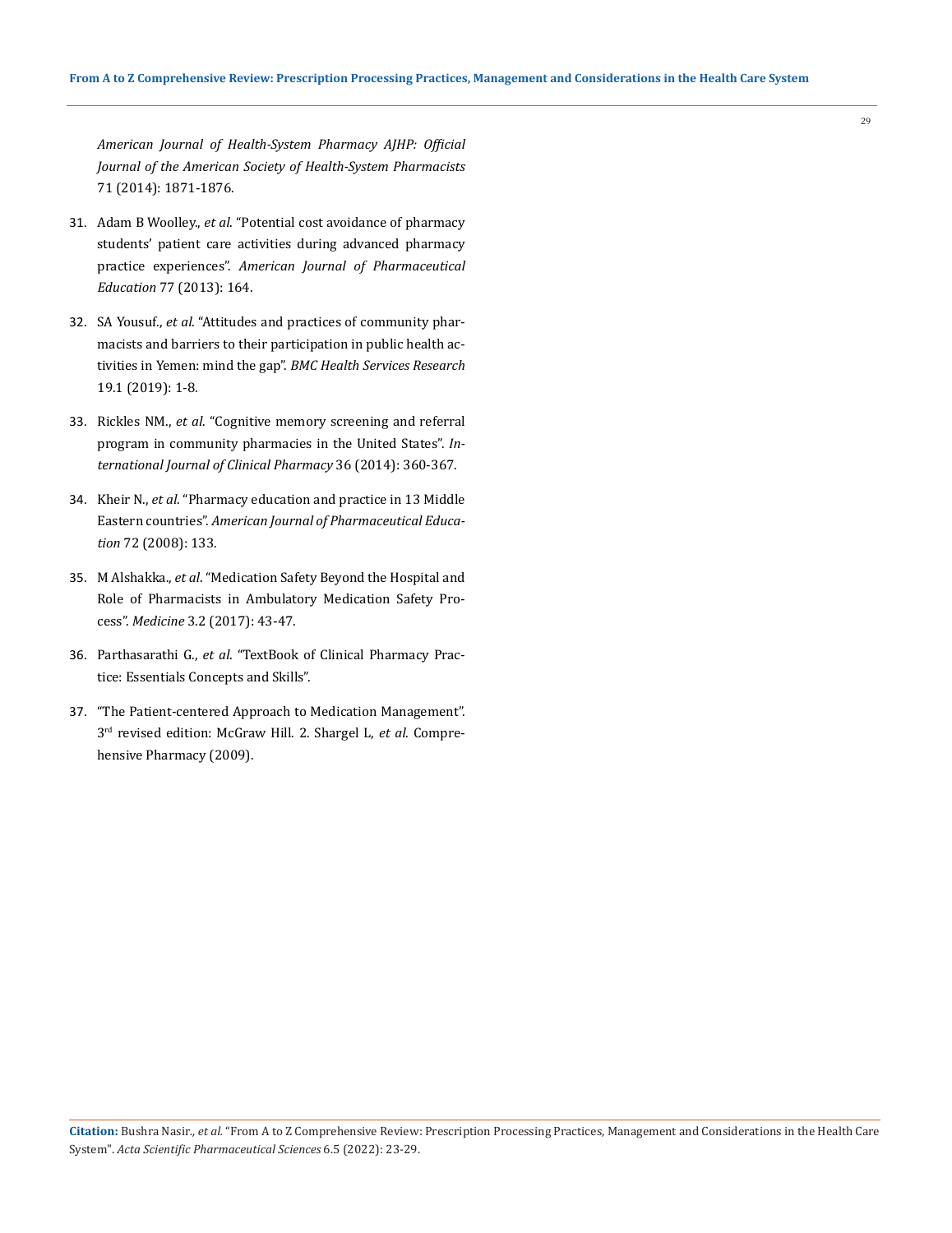*American Journal of Health-System Pharmacy AJHP: Official Journal of the American Society of Health-System Pharmacists* 71 (2014): 1871-1876.

31. Adam B Woolley., *et al*. "Potential cost avoidance of pharmacy students' patient care activities during advanced pharmacy practice experiences". *American Journal of Pharmaceutical Education* 77 (2013): 164.
32. SA Yousuf., *et al*. "Attitudes and practices of community pharmacists and barriers to their participation in public health activities in Yemen: mind the gap". *BMC Health Services Research* 19.1 (2019): 1-8.
33. Rickles NM., *et al*. "Cognitive memory screening and referral program in community pharmacies in the United States". *International Journal of Clinical Pharmacy* 36 (2014): 360-367.
34. Kheir N., *et al*. "Pharmacy education and practice in 13 Middle Eastern countries". *American Journal of Pharmaceutical Education* 72 (2008): 133.
35. M Alshakka., *et al*. "Medication Safety Beyond the Hospital and Role of Pharmacists in Ambulatory Medication Safety Process". *Medicine* 3.2 (2017): 43-47.
36. Parthasarathi G., *et al*. "TextBook of Clinical Pharmacy Practice: Essentials Concepts and Skills".
37. "The Patient-centered Approach to Medication Management". 3rd revised edition: McGraw Hill. 2. Shargel L, *et al*. Comprehensive Pharmacy (2009).